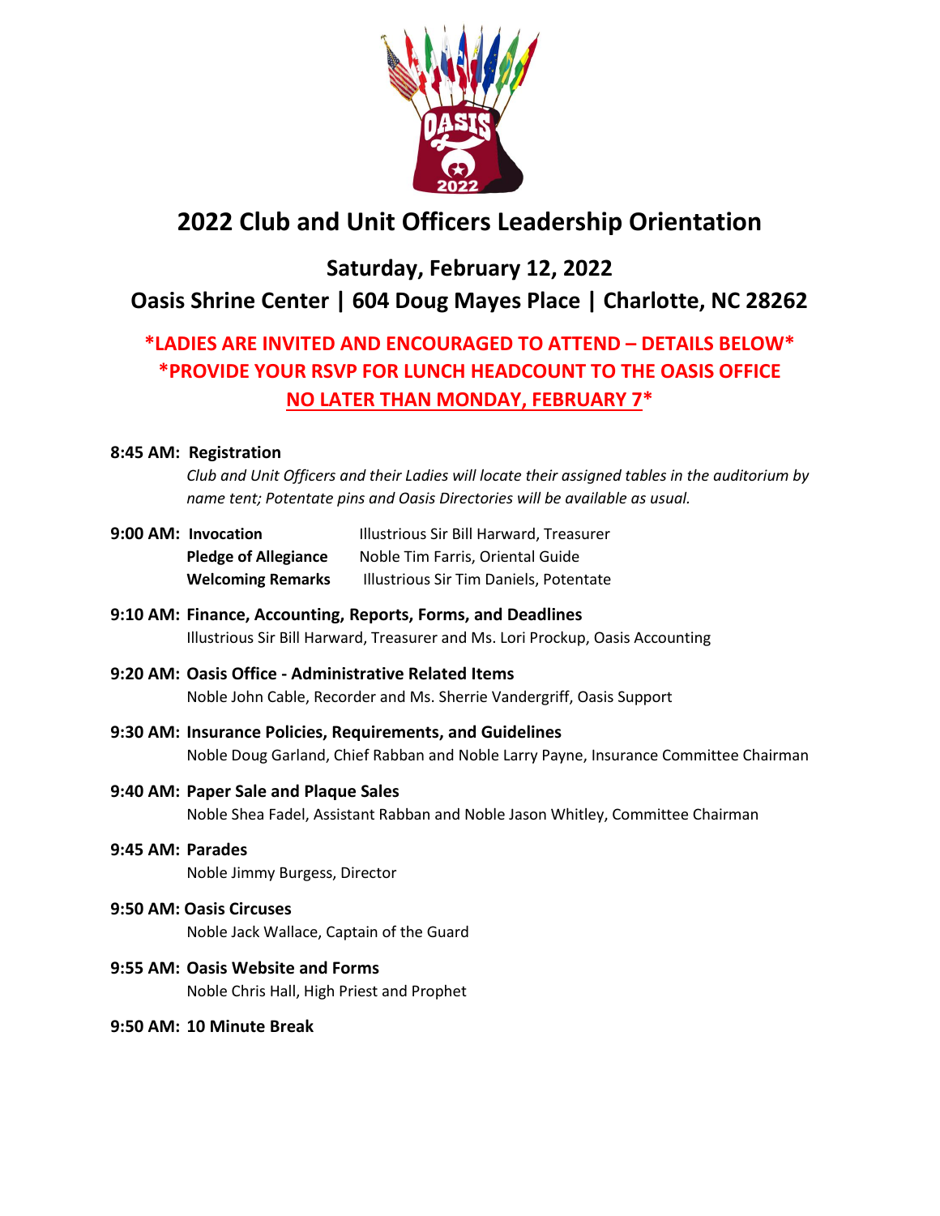# 2022 Club and Unit Officers Leadership Orientation

## Saturday, February 12, 2022

## Oasis Shrine Center | 604 Doug Mayes Place | Charlotte, NC 28262

**\*LADIES ARE INVITED AND ENCOURAGED TO ATTEND – DETAILS BELOW\***
**\*PROVIDE YOUR RSVP FOR LUNCH HEADCOUNT TO THE OASIS OFFICE**
**NO LATER THAN MONDAY, FEBRUARY 7\***

**8:45 AM: Registration**
*Club and Unit Officers and their Ladies will locate their assigned tables in the auditorium by name tent; Potentate pins and Oasis Directories will be available as usual.*

**9:00 AM: Invocation** — Illustrious Sir Bill Harward, Treasurer
**Pledge of Allegiance** — Noble Tim Farris, Oriental Guide
**Welcoming Remarks** — Illustrious Sir Tim Daniels, Potentate

**9:10 AM: Finance, Accounting, Reports, Forms, and Deadlines**
Illustrious Sir Bill Harward, Treasurer and Ms. Lori Prockup, Oasis Accounting

**9:20 AM: Oasis Office - Administrative Related Items**
Noble John Cable, Recorder and Ms. Sherrie Vandergriff, Oasis Support

**9:30 AM: Insurance Policies, Requirements, and Guidelines**
Noble Doug Garland, Chief Rabban and Noble Larry Payne, Insurance Committee Chairman

**9:40 AM: Paper Sale and Plaque Sales**
Noble Shea Fadel, Assistant Rabban and Noble Jason Whitley, Committee Chairman

**9:45 AM: Parades**
Noble Jimmy Burgess, Director

**9:50 AM: Oasis Circuses**
Noble Jack Wallace, Captain of the Guard

**9:55 AM: Oasis Website and Forms**
Noble Chris Hall, High Priest and Prophet

**9:50 AM: 10 Minute Break**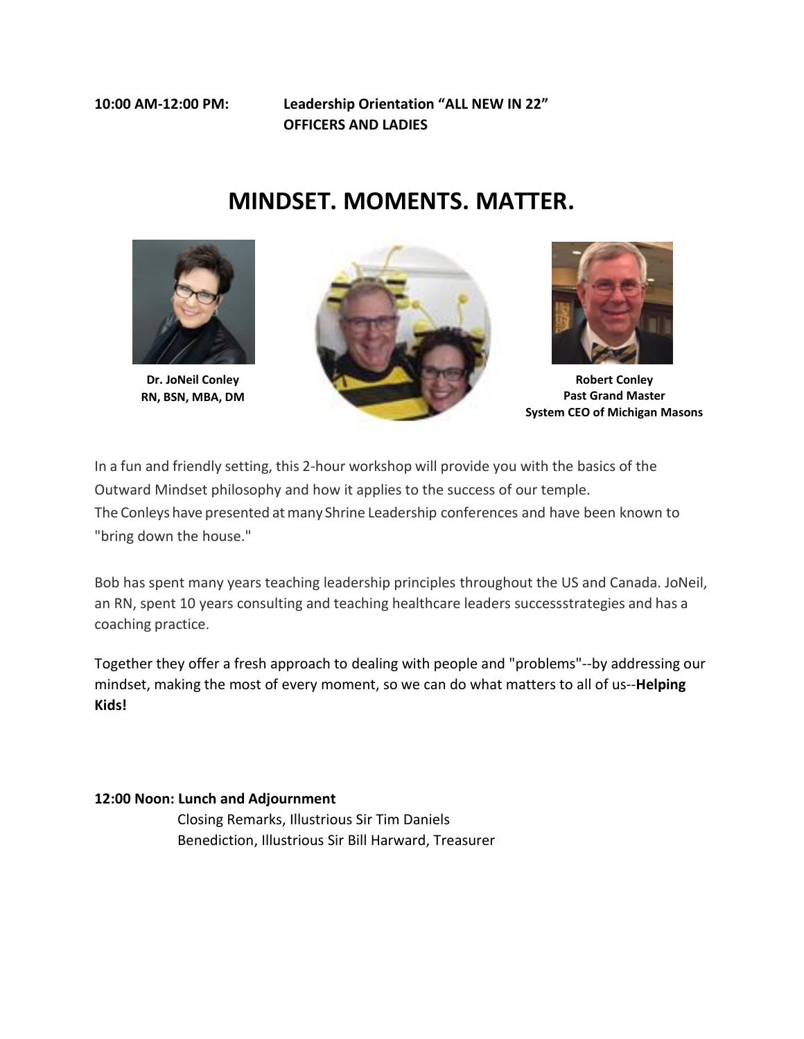**10:00 AM-12:00 PM:** **Leadership Orientation "ALL NEW IN 22"**
**OFFICERS AND LADIES**

# MINDSET. MOMENTS. MATTER.

**Dr. JoNeil Conley**
**RN, BSN, MBA, DM**

**Robert Conley**
**Past Grand Master**
**System CEO of Michigan Masons**

In a fun and friendly setting, this 2-hour workshop will provide you with the basics of the Outward Mindset philosophy and how it applies to the success of our temple.
The Conleys have presented at many Shrine Leadership conferences and have been known to "bring down the house."

Bob has spent many years teaching leadership principles throughout the US and Canada. JoNeil, an RN, spent 10 years consulting and teaching healthcare leaders successstrategies and has a coaching practice.

Together they offer a fresh approach to dealing with people and "problems"--by addressing our mindset, making the most of every moment, so we can do what matters to all of us--**Helping Kids!**

**12:00 Noon: Lunch and Adjournment**
Closing Remarks, Illustrious Sir Tim Daniels
Benediction, Illustrious Sir Bill Harward, Treasurer